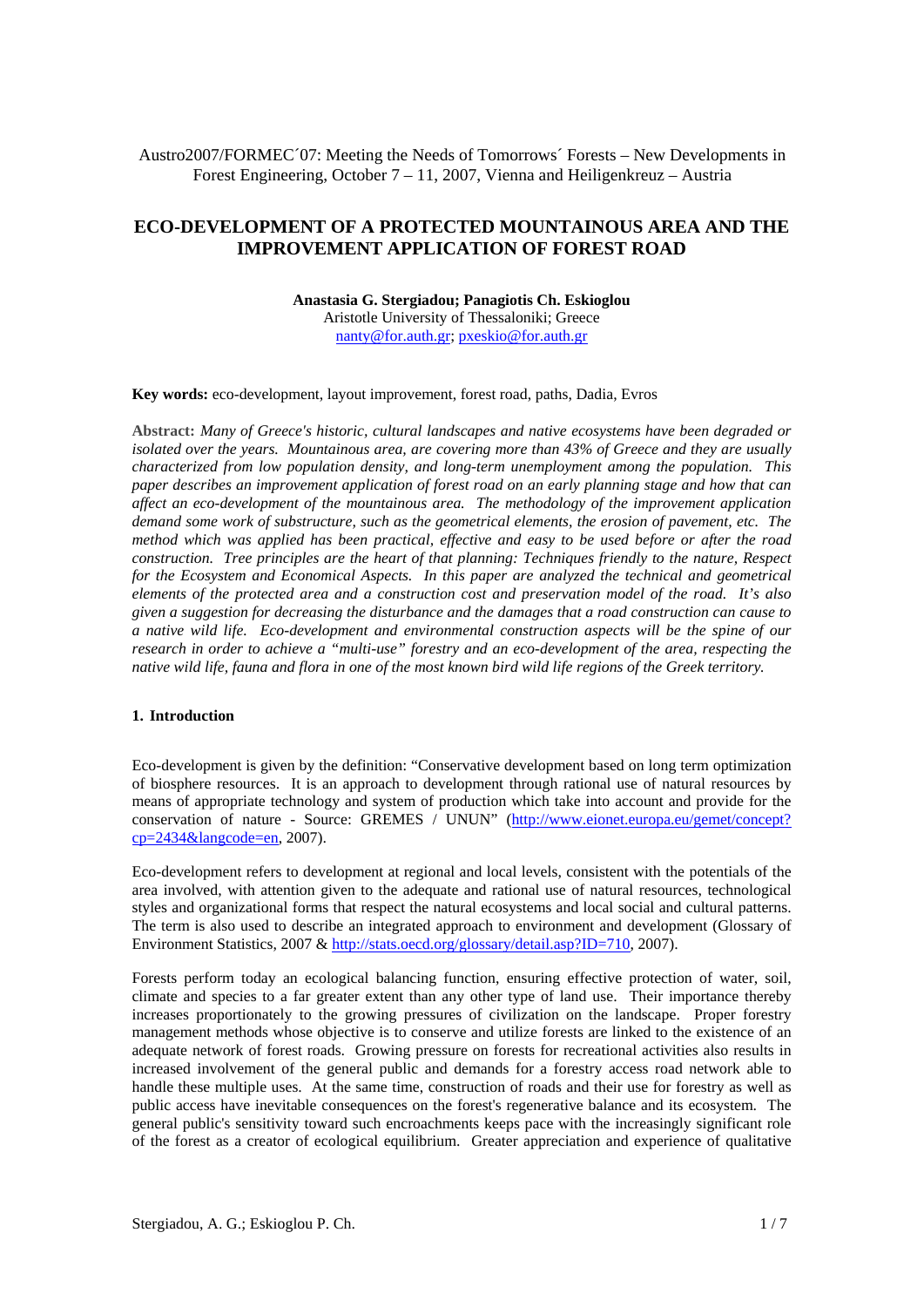Austro2007/FORMEC´07: Meeting the Needs of Tomorrows´ Forests – New Developments in Forest Engineering, October 7 – 11, 2007, Vienna and Heiligenkreuz – Austria

# ECO-DEVELOPMENT OF A PROTECTED MOUNTAINOUS AREA AND THE IMPROVEMENT APPLICATION OF FOREST ROAD

**Anastasia G. Stergiadou; Panagiotis Ch. Eskioglou**
Aristotle University of Thessaloniki; Greece
nanty@for.auth.gr; pxeskio@for.auth.gr

**Key words:** eco-development, layout improvement, forest road, paths, Dadia, Evros

**Abstract:** *Many of Greece's historic, cultural landscapes and native ecosystems have been degraded or isolated over the years. Mountainous area, are covering more than 43% of Greece and they are usually characterized from low population density, and long-term unemployment among the population. This paper describes an improvement application of forest road on an early planning stage and how that can affect an eco-development of the mountainous area. The methodology of the improvement application demand some work of substructure, such as the geometrical elements, the erosion of pavement, etc. The method which was applied has been practical, effective and easy to be used before or after the road construction. Tree principles are the heart of that planning: Techniques friendly to the nature, Respect for the Ecosystem and Economical Aspects. In this paper are analyzed the technical and geometrical elements of the protected area and a construction cost and preservation model of the road. It's also given a suggestion for decreasing the disturbance and the damages that a road construction can cause to a native wild life. Eco-development and environmental construction aspects will be the spine of our research in order to achieve a "multi-use" forestry and an eco-development of the area, respecting the native wild life, fauna and flora in one of the most known bird wild life regions of the Greek territory.*

## 1. Introduction

Eco-development is given by the definition: "Conservative development based on long term optimization of biosphere resources. It is an approach to development through rational use of natural resources by means of appropriate technology and system of production which take into account and provide for the conservation of nature - Source: GREMES / UNUN" (http://www.eionet.europa.eu/gemet/concept?cp=2434&langcode=en, 2007).

Eco-development refers to development at regional and local levels, consistent with the potentials of the area involved, with attention given to the adequate and rational use of natural resources, technological styles and organizational forms that respect the natural ecosystems and local social and cultural patterns. The term is also used to describe an integrated approach to environment and development (Glossary of Environment Statistics, 2007 & http://stats.oecd.org/glossary/detail.asp?ID=710, 2007).

Forests perform today an ecological balancing function, ensuring effective protection of water, soil, climate and species to a far greater extent than any other type of land use. Their importance thereby increases proportionately to the growing pressures of civilization on the landscape. Proper forestry management methods whose objective is to conserve and utilize forests are linked to the existence of an adequate network of forest roads. Growing pressure on forests for recreational activities also results in increased involvement of the general public and demands for a forestry access road network able to handle these multiple uses. At the same time, construction of roads and their use for forestry as well as public access have inevitable consequences on the forest's regenerative balance and its ecosystem. The general public's sensitivity toward such encroachments keeps pace with the increasingly significant role of the forest as a creator of ecological equilibrium. Greater appreciation and experience of qualitative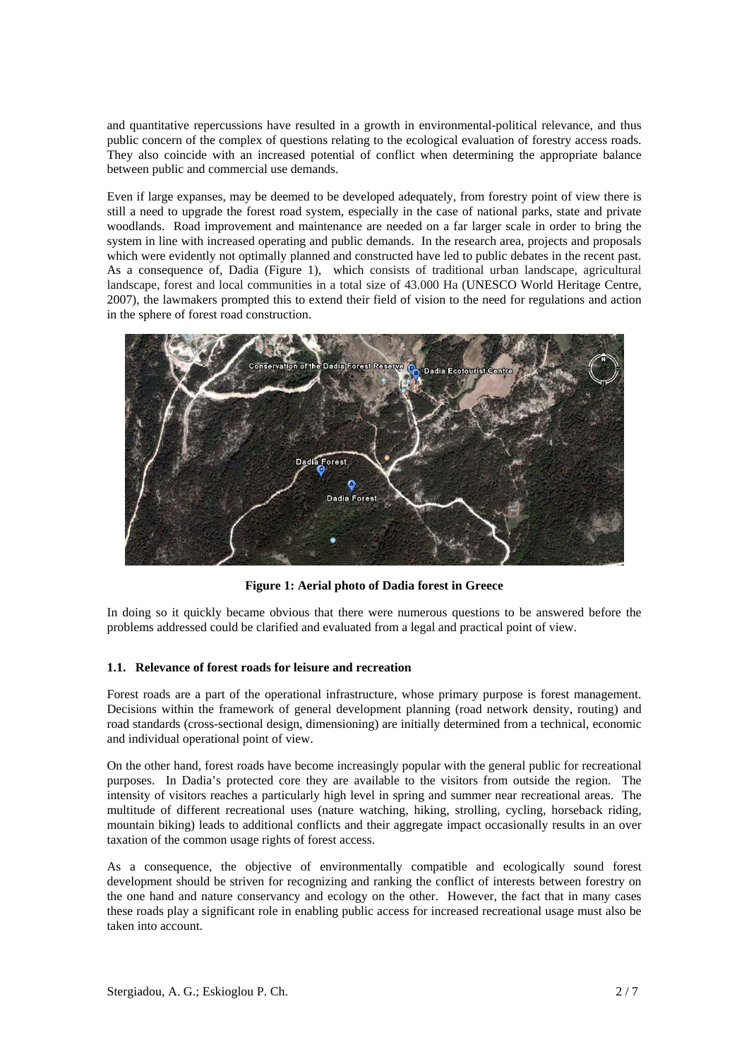and quantitative repercussions have resulted in a growth in environmental-political relevance, and thus public concern of the complex of questions relating to the ecological evaluation of forestry access roads. They also coincide with an increased potential of conflict when determining the appropriate balance between public and commercial use demands.

Even if large expanses, may be deemed to be developed adequately, from forestry point of view there is still a need to upgrade the forest road system, especially in the case of national parks, state and private woodlands. Road improvement and maintenance are needed on a far larger scale in order to bring the system in line with increased operating and public demands. In the research area, projects and proposals which were evidently not optimally planned and constructed have led to public debates in the recent past. As a consequence of, Dadia (Figure 1), which consists of traditional urban landscape, agricultural landscape, forest and local communities in a total size of 43.000 Ha (UNESCO World Heritage Centre, 2007), the lawmakers prompted this to extend their field of vision to the need for regulations and action in the sphere of forest road construction.

**Figure 1: Aerial photo of Dadia forest in Greece**

In doing so it quickly became obvious that there were numerous questions to be answered before the problems addressed could be clarified and evaluated from a legal and practical point of view.

### 1.1. Relevance of forest roads for leisure and recreation

Forest roads are a part of the operational infrastructure, whose primary purpose is forest management. Decisions within the framework of general development planning (road network density, routing) and road standards (cross-sectional design, dimensioning) are initially determined from a technical, economic and individual operational point of view.

On the other hand, forest roads have become increasingly popular with the general public for recreational purposes. In Dadia's protected core they are available to the visitors from outside the region. The intensity of visitors reaches a particularly high level in spring and summer near recreational areas. The multitude of different recreational uses (nature watching, hiking, strolling, cycling, horseback riding, mountain biking) leads to additional conflicts and their aggregate impact occasionally results in an over taxation of the common usage rights of forest access.

As a consequence, the objective of environmentally compatible and ecologically sound forest development should be striven for recognizing and ranking the conflict of interests between forestry on the one hand and nature conservancy and ecology on the other. However, the fact that in many cases these roads play a significant role in enabling public access for increased recreational usage must also be taken into account.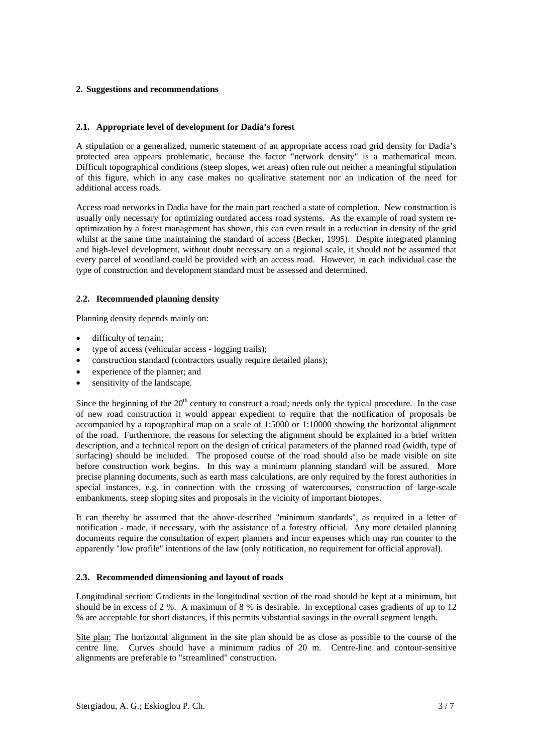## 2. Suggestions and recommendations

### 2.1. Appropriate level of development for Dadia's forest

A stipulation or a generalized, numeric statement of an appropriate access road grid density for Dadia's protected area appears problematic, because the factor "network density" is a mathematical mean. Difficult topographical conditions (steep slopes, wet areas) often rule out neither a meaningful stipulation of this figure, which in any case makes no qualitative statement nor an indication of the need for additional access roads.

Access road networks in Dadia have for the main part reached a state of completion. New construction is usually only necessary for optimizing outdated access road systems. As the example of road system re-optimization by a forest management has shown, this can even result in a reduction in density of the grid whilst at the same time maintaining the standard of access (Becker, 1995). Despite integrated planning and high-level development, without doubt necessary on a regional scale, it should not be assumed that every parcel of woodland could be provided with an access road. However, in each individual case the type of construction and development standard must be assessed and determined.

### 2.2. Recommended planning density

Planning density depends mainly on:

- difficulty of terrain;
- type of access (vehicular access - logging trails);
- construction standard (contractors usually require detailed plans);
- experience of the planner; and
- sensitivity of the landscape.

Since the beginning of the 20th century to construct a road; needs only the typical procedure. In the case of new road construction it would appear expedient to require that the notification of proposals be accompanied by a topographical map on a scale of 1:5000 or 1:10000 showing the horizontal alignment of the road. Furthermore, the reasons for selecting the alignment should be explained in a brief written description, and a technical report on the design of critical parameters of the planned road (width, type of surfacing) should be included. The proposed course of the road should also be made visible on site before construction work begins. In this way a minimum planning standard will be assured. More precise planning documents, such as earth mass calculations, are only required by the forest authorities in special instances, e.g. in connection with the crossing of watercourses, construction of large-scale embankments, steep sloping sites and proposals in the vicinity of important biotopes.

It can thereby be assumed that the above-described "minimum standards", as required in a letter of notification - made, if necessary, with the assistance of a forestry official. Any more detailed planning documents require the consultation of expert planners and incur expenses which may run counter to the apparently "low profile" intentions of the law (only notification, no requirement for official approval).

### 2.3. Recommended dimensioning and layout of roads

Longitudinal section: Gradients in the longitudinal section of the road should be kept at a minimum, but should be in excess of 2 %. A maximum of 8 % is desirable. In exceptional cases gradients of up to 12 % are acceptable for short distances, if this permits substantial savings in the overall segment length.

Site plan: The horizontal alignment in the site plan should be as close as possible to the course of the centre line. Curves should have a minimum radius of 20 m. Centre-line and contour-sensitive alignments are preferable to "streamlined" construction.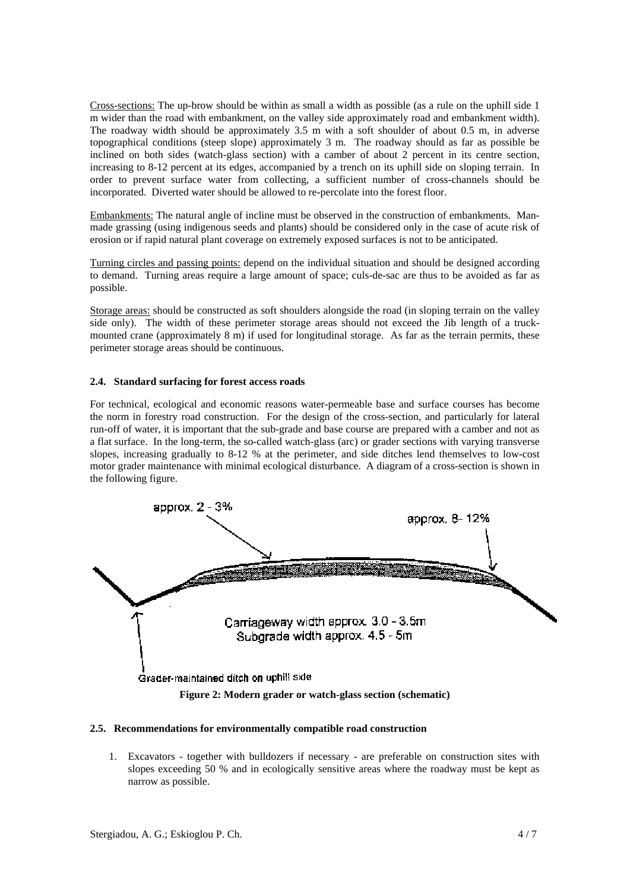Cross-sections: The up-brow should be within as small a width as possible (as a rule on the uphill side 1 m wider than the road with embankment, on the valley side approximately road and embankment width). The roadway width should be approximately 3.5 m with a soft shoulder of about 0.5 m, in adverse topographical conditions (steep slope) approximately 3 m. The roadway should as far as possible be inclined on both sides (watch-glass section) with a camber of about 2 percent in its centre section, increasing to 8-12 percent at its edges, accompanied by a trench on its uphill side on sloping terrain. In order to prevent surface water from collecting, a sufficient number of cross-channels should be incorporated. Diverted water should be allowed to re-percolate into the forest floor.

Embankments: The natural angle of incline must be observed in the construction of embankments. Man-made grassing (using indigenous seeds and plants) should be considered only in the case of acute risk of erosion or if rapid natural plant coverage on extremely exposed surfaces is not to be anticipated.

Turning circles and passing points: depend on the individual situation and should be designed according to demand. Turning areas require a large amount of space; culs-de-sac are thus to be avoided as far as possible.

Storage areas: should be constructed as soft shoulders alongside the road (in sloping terrain on the valley side only). The width of these perimeter storage areas should not exceed the Jib length of a truck-mounted crane (approximately 8 m) if used for longitudinal storage. As far as the terrain permits, these perimeter storage areas should be continuous.

### 2.4. Standard surfacing for forest access roads

For technical, ecological and economic reasons water-permeable base and surface courses has become the norm in forestry road construction. For the design of the cross-section, and particularly for lateral run-off of water, it is important that the sub-grade and base course are prepared with a camber and not as a flat surface. In the long-term, the so-called watch-glass (arc) or grader sections with varying transverse slopes, increasing gradually to 8-12 % at the perimeter, and side ditches lend themselves to low-cost motor grader maintenance with minimal ecological disturbance. A diagram of a cross-section is shown in the following figure.

approx. 2 - 3%

approx. 8- 12%

Carriageway width approx. 3.0 - 3.5m
Subgrade width approx. 4.5 - 5m

Grader-maintained ditch on uphill side

**Figure 2: Modern grader or watch-glass section (schematic)**

### 2.5. Recommendations for environmentally compatible road construction

1. Excavators - together with bulldozers if necessary - are preferable on construction sites with slopes exceeding 50 % and in ecologically sensitive areas where the roadway must be kept as narrow as possible.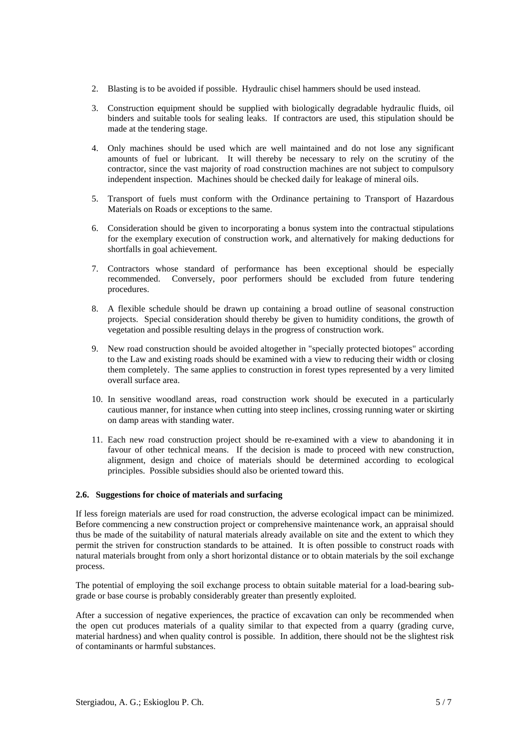2. Blasting is to be avoided if possible. Hydraulic chisel hammers should be used instead.

3. Construction equipment should be supplied with biologically degradable hydraulic fluids, oil binders and suitable tools for sealing leaks. If contractors are used, this stipulation should be made at the tendering stage.

4. Only machines should be used which are well maintained and do not lose any significant amounts of fuel or lubricant. It will thereby be necessary to rely on the scrutiny of the contractor, since the vast majority of road construction machines are not subject to compulsory independent inspection. Machines should be checked daily for leakage of mineral oils.

5. Transport of fuels must conform with the Ordinance pertaining to Transport of Hazardous Materials on Roads or exceptions to the same.

6. Consideration should be given to incorporating a bonus system into the contractual stipulations for the exemplary execution of construction work, and alternatively for making deductions for shortfalls in goal achievement.

7. Contractors whose standard of performance has been exceptional should be especially recommended. Conversely, poor performers should be excluded from future tendering procedures.

8. A flexible schedule should be drawn up containing a broad outline of seasonal construction projects. Special consideration should thereby be given to humidity conditions, the growth of vegetation and possible resulting delays in the progress of construction work.

9. New road construction should be avoided altogether in "specially protected biotopes" according to the Law and existing roads should be examined with a view to reducing their width or closing them completely. The same applies to construction in forest types represented by a very limited overall surface area.

10. In sensitive woodland areas, road construction work should be executed in a particularly cautious manner, for instance when cutting into steep inclines, crossing running water or skirting on damp areas with standing water.

11. Each new road construction project should be re-examined with a view to abandoning it in favour of other technical means. If the decision is made to proceed with new construction, alignment, design and choice of materials should be determined according to ecological principles. Possible subsidies should also be oriented toward this.

### 2.6. Suggestions for choice of materials and surfacing

If less foreign materials are used for road construction, the adverse ecological impact can be minimized. Before commencing a new construction project or comprehensive maintenance work, an appraisal should thus be made of the suitability of natural materials already available on site and the extent to which they permit the striven for construction standards to be attained. It is often possible to construct roads with natural materials brought from only a short horizontal distance or to obtain materials by the soil exchange process.

The potential of employing the soil exchange process to obtain suitable material for a load-bearing sub-grade or base course is probably considerably greater than presently exploited.

After a succession of negative experiences, the practice of excavation can only be recommended when the open cut produces materials of a quality similar to that expected from a quarry (grading curve, material hardness) and when quality control is possible. In addition, there should not be the slightest risk of contaminants or harmful substances.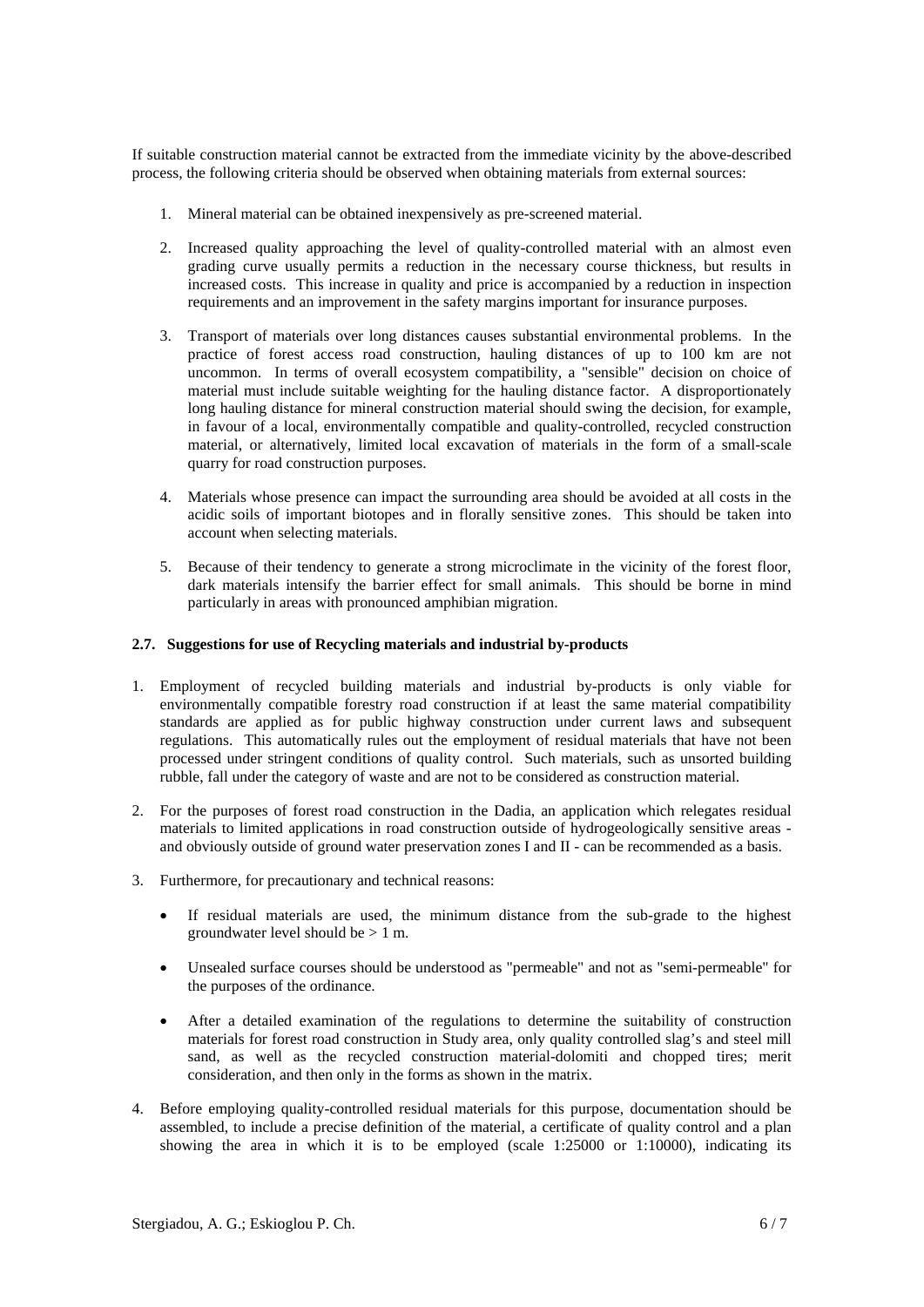If suitable construction material cannot be extracted from the immediate vicinity by the above-described process, the following criteria should be observed when obtaining materials from external sources:

1. Mineral material can be obtained inexpensively as pre-screened material.

2. Increased quality approaching the level of quality-controlled material with an almost even grading curve usually permits a reduction in the necessary course thickness, but results in increased costs. This increase in quality and price is accompanied by a reduction in inspection requirements and an improvement in the safety margins important for insurance purposes.

3. Transport of materials over long distances causes substantial environmental problems. In the practice of forest access road construction, hauling distances of up to 100 km are not uncommon. In terms of overall ecosystem compatibility, a "sensible" decision on choice of material must include suitable weighting for the hauling distance factor. A disproportionately long hauling distance for mineral construction material should swing the decision, for example, in favour of a local, environmentally compatible and quality-controlled, recycled construction material, or alternatively, limited local excavation of materials in the form of a small-scale quarry for road construction purposes.

4. Materials whose presence can impact the surrounding area should be avoided at all costs in the acidic soils of important biotopes and in florally sensitive zones. This should be taken into account when selecting materials.

5. Because of their tendency to generate a strong microclimate in the vicinity of the forest floor, dark materials intensify the barrier effect for small animals. This should be borne in mind particularly in areas with pronounced amphibian migration.

### 2.7. Suggestions for use of Recycling materials and industrial by-products

1. Employment of recycled building materials and industrial by-products is only viable for environmentally compatible forestry road construction if at least the same material compatibility standards are applied as for public highway construction under current laws and subsequent regulations. This automatically rules out the employment of residual materials that have not been processed under stringent conditions of quality control. Such materials, such as unsorted building rubble, fall under the category of waste and are not to be considered as construction material.

2. For the purposes of forest road construction in the Dadia, an application which relegates residual materials to limited applications in road construction outside of hydrogeologically sensitive areas - and obviously outside of ground water preservation zones I and II - can be recommended as a basis.

3. Furthermore, for precautionary and technical reasons:

   - If residual materials are used, the minimum distance from the sub-grade to the highest groundwater level should be > 1 m.
   - Unsealed surface courses should be understood as "permeable" and not as "semi-permeable" for the purposes of the ordinance.
   - After a detailed examination of the regulations to determine the suitability of construction materials for forest road construction in Study area, only quality controlled slag's and steel mill sand, as well as the recycled construction material-dolomiti and chopped tires; merit consideration, and then only in the forms as shown in the matrix.

4. Before employing quality-controlled residual materials for this purpose, documentation should be assembled, to include a precise definition of the material, a certificate of quality control and a plan showing the area in which it is to be employed (scale 1:25000 or 1:10000), indicating its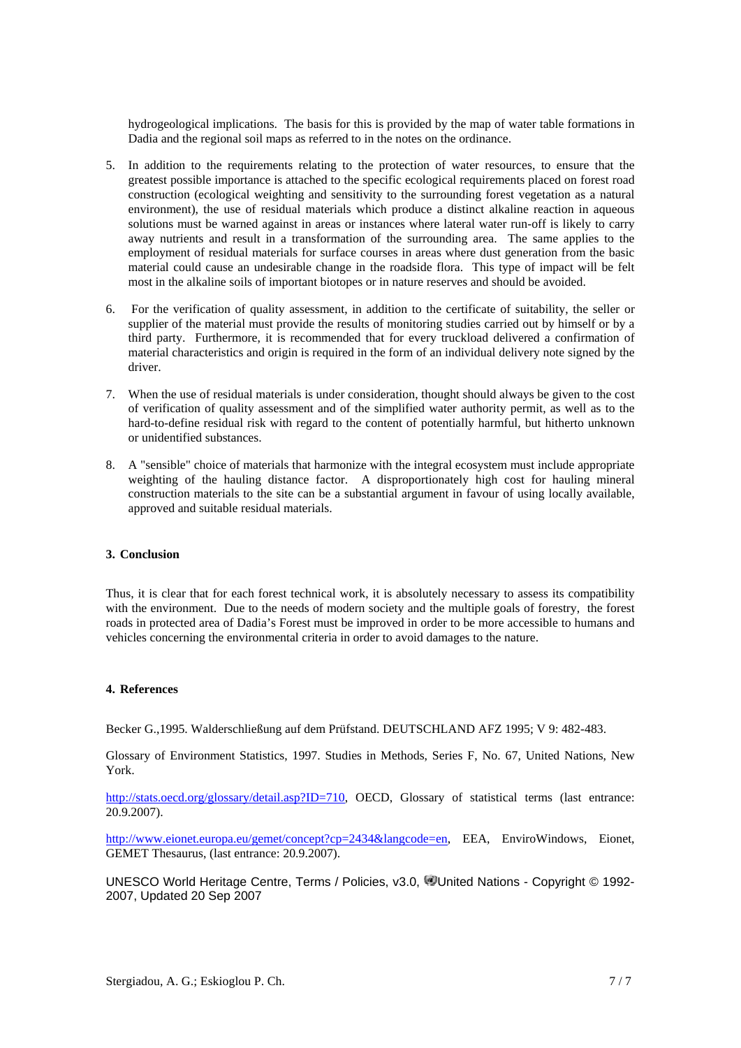hydrogeological implications. The basis for this is provided by the map of water table formations in Dadia and the regional soil maps as referred to in the notes on the ordinance.

5. In addition to the requirements relating to the protection of water resources, to ensure that the greatest possible importance is attached to the specific ecological requirements placed on forest road construction (ecological weighting and sensitivity to the surrounding forest vegetation as a natural environment), the use of residual materials which produce a distinct alkaline reaction in aqueous solutions must be warned against in areas or instances where lateral water run-off is likely to carry away nutrients and result in a transformation of the surrounding area. The same applies to the employment of residual materials for surface courses in areas where dust generation from the basic material could cause an undesirable change in the roadside flora. This type of impact will be felt most in the alkaline soils of important biotopes or in nature reserves and should be avoided.

6. For the verification of quality assessment, in addition to the certificate of suitability, the seller or supplier of the material must provide the results of monitoring studies carried out by himself or by a third party. Furthermore, it is recommended that for every truckload delivered a confirmation of material characteristics and origin is required in the form of an individual delivery note signed by the driver.

7. When the use of residual materials is under consideration, thought should always be given to the cost of verification of quality assessment and of the simplified water authority permit, as well as to the hard-to-define residual risk with regard to the content of potentially harmful, but hitherto unknown or unidentified substances.

8. A "sensible" choice of materials that harmonize with the integral ecosystem must include appropriate weighting of the hauling distance factor. A disproportionately high cost for hauling mineral construction materials to the site can be a substantial argument in favour of using locally available, approved and suitable residual materials.

## 3. Conclusion

Thus, it is clear that for each forest technical work, it is absolutely necessary to assess its compatibility with the environment. Due to the needs of modern society and the multiple goals of forestry, the forest roads in protected area of Dadia's Forest must be improved in order to be more accessible to humans and vehicles concerning the environmental criteria in order to avoid damages to the nature.

## 4. References

Becker G.,1995. Walderschließung auf dem Prüfstand. DEUTSCHLAND AFZ 1995; V 9: 482-483.

Glossary of Environment Statistics, 1997. Studies in Methods, Series F, No. 67, United Nations, New York.

http://stats.oecd.org/glossary/detail.asp?ID=710, OECD, Glossary of statistical terms (last entrance: 20.9.2007).

http://www.eionet.europa.eu/gemet/concept?cp=2434&langcode=en, EEA, EnviroWindows, Eionet, GEMET Thesaurus, (last entrance: 20.9.2007).

UNESCO World Heritage Centre, Terms / Policies, v3.0, United Nations - Copyright © 1992-2007, Updated 20 Sep 2007